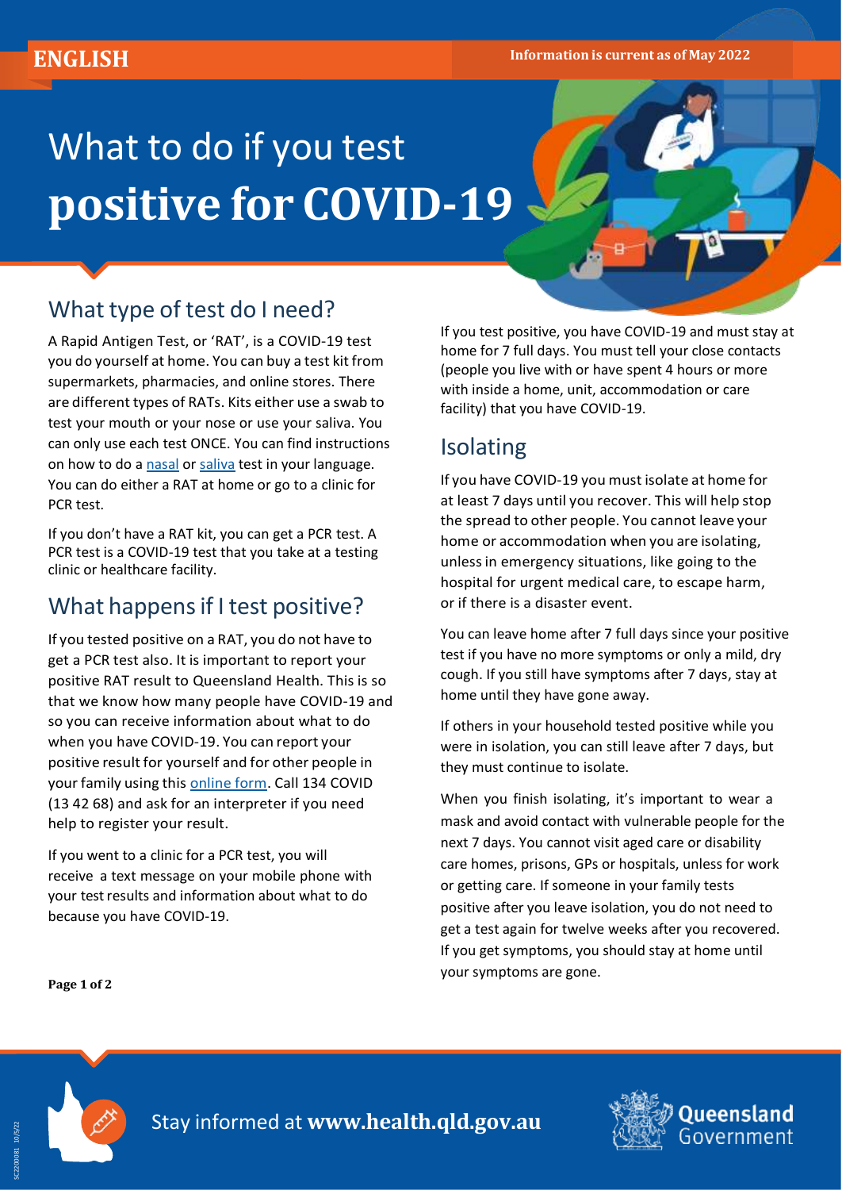ENGLISH

Information is current as of May 2022

# What to do if you test **positive for COVID-19**

## What type of test do I need?

A Rapid Antigen Test, or 'RAT', is a COVID-19 test you do yourself at home. You can buy a test kit from supermarkets, pharmacies, and online stores. There are different types of RATs. Kits either use a swab to test your mouth or your nose or use your saliva. You can only use each test ONCE. You can find instructions on how to do a nasal or saliva test in your language. You can do either a RAT at home or go to a clinic for PCR test.

If you don't have a RAT kit, you can get a PCR test. A PCR test is a COVID-19 test that you take at a testing clinic or healthcare facility.

## What happens if I test positive?

If you tested positive on a RAT, you do not have to get a PCR test also. It is important to report your positive RAT result to Queensland Health. This is so that we know how many people have COVID-19 and so you can receive information about what to do when you have COVID-19. You can report your positive result for yourself and for other people in your family using this online form. Call 134 COVID (13 42 68) and ask for an interpreter if you need help to register your result.

If you went to a clinic for a PCR test, you will receive a text message on your mobile phone with your test results and information about what to do because you have COVID-19.

If you test positive, you have COVID-19 and must stay at home for 7 full days. You must tell your close contacts (people you live with or have spent 4 hours or more with inside a home, unit, accommodation or care facility) that you have COVID-19.

## Isolating

If you have COVID-19 you must isolate at home for at least 7 days until you recover. This will help stop the spread to other people. You cannot leave your home or accommodation when you are isolating, unless in emergency situations, like going to the hospital for urgent medical care, to escape harm, or if there is a disaster event.

You can leave home after 7 full days since your positive test if you have no more symptoms or only a mild, dry cough. If you still have symptoms after 7 days, stay at home until they have gone away.

If others in your household tested positive while you were in isolation, you can still leave after 7 days, but they must continue to isolate.

When you finish isolating, it's important to wear a mask and avoid contact with vulnerable people for the next 7 days. You cannot visit aged care or disability care homes, prisons, GPs or hospitals, unless for work or getting care. If someone in your family tests positive after you leave isolation, you do not need to get a test again for twelve weeks after you recovered. If you get symptoms, you should stay at home until your symptoms are gone.

Stay informed at **www.health.qld.gov.au**

Queensland Government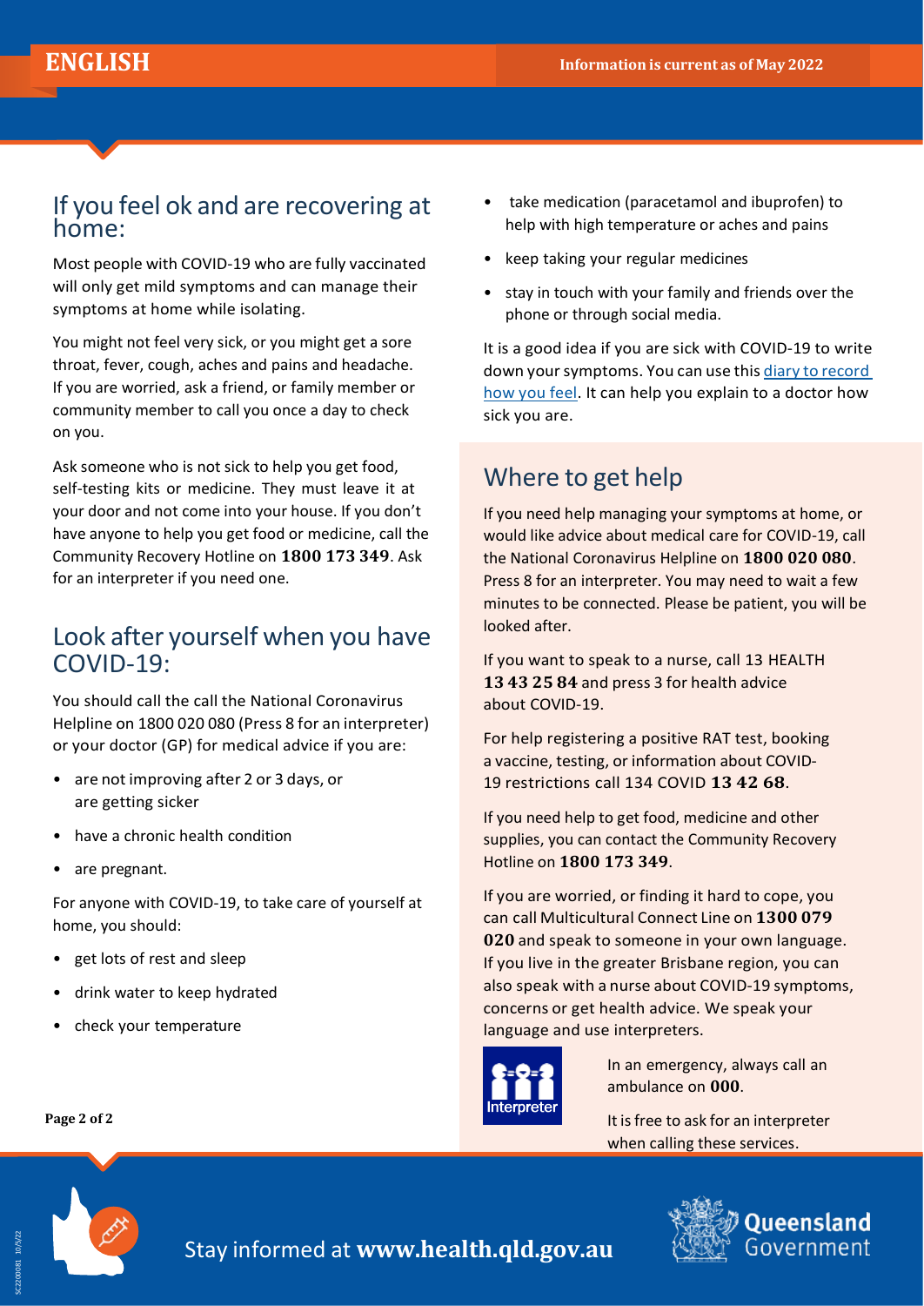ENGLISH

Information is current as of May 2022

## If you feel ok and are recovering at home:

Most people with COVID-19 who are fully vaccinated will only get mild symptoms and can manage their symptoms at home while isolating.

You might not feel very sick, or you might get a sore throat, fever, cough, aches and pains and headache. If you are worried, ask a friend, or family member or community member to call you once a day to check on you.

Ask someone who is not sick to help you get food, self-testing kits or medicine. They must leave it at your door and not come into your house. If you don't have anyone to help you get food or medicine, call the Community Recovery Hotline on **1800 173 349**. Ask for an interpreter if you need one.

## Look after yourself when you have COVID-19:

You should call the call the National Coronavirus Helpline on 1800 020 080 (Press 8 for an interpreter) or your doctor (GP) for medical advice if you are:

- are not improving after 2 or 3 days, or are getting sicker
- have a chronic health condition
- are pregnant.

For anyone with COVID-19, to take care of yourself at home, you should:

- get lots of rest and sleep
- drink water to keep hydrated
- check your temperature
- take medication (paracetamol and ibuprofen) to help with high temperature or aches and pains
- keep taking your regular medicines
- stay in touch with your family and friends over the phone or through social media.

It is a good idea if you are sick with COVID-19 to write down your symptoms. You can use this diary to record how you feel. It can help you explain to a doctor how sick you are.

## Where to get help

If you need help managing your symptoms at home, or would like advice about medical care for COVID-19, call the National Coronavirus Helpline on **1800 020 080**. Press 8 for an interpreter. You may need to wait a few minutes to be connected. Please be patient, you will be looked after.

If you want to speak to a nurse, call 13 HEALTH **13 43 25 84** and press 3 for health advice about COVID-19.

For help registering a positive RAT test, booking a vaccine, testing, or information about COVID-19 restrictions call 134 COVID **13 42 68**.

If you need help to get food, medicine and other supplies, you can contact the Community Recovery Hotline on **1800 173 349**.

If you are worried, or finding it hard to cope, you can call Multicultural Connect Line on **1300 079 020** and speak to someone in your own language. If you live in the greater Brisbane region, you can also speak with a nurse about COVID-19 symptoms, concerns or get health advice. We speak your language and use interpreters.

Interpreter

In an emergency, always call an ambulance on **000**.

It is free to ask for an interpreter when calling these services.

Stay informed at **www.health.qld.gov.au**

Queensland Government